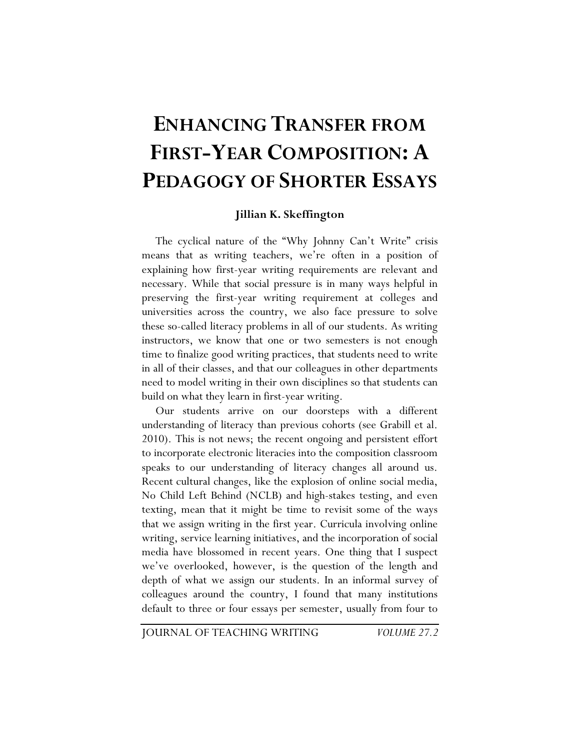# Enhancing Transfer from First-Year Composition: A Pedagogy of Shorter Essays

**Jillian K. Skeffington**

The cyclical nature of the "Why Johnny Can't Write" crisis means that as writing teachers, we're often in a position of explaining how first-year writing requirements are relevant and necessary. While that social pressure is in many ways helpful in preserving the first-year writing requirement at colleges and universities across the country, we also face pressure to solve these so-called literacy problems in all of our students. As writing instructors, we know that one or two semesters is not enough time to finalize good writing practices, that students need to write in all of their classes, and that our colleagues in other departments need to model writing in their own disciplines so that students can build on what they learn in first-year writing.

Our students arrive on our doorsteps with a different understanding of literacy than previous cohorts (see Grabill et al. 2010). This is not news; the recent ongoing and persistent effort to incorporate electronic literacies into the composition classroom speaks to our understanding of literacy changes all around us. Recent cultural changes, like the explosion of online social media, No Child Left Behind (NCLB) and high-stakes testing, and even texting, mean that it might be time to revisit some of the ways that we assign writing in the first year. Curricula involving online writing, service learning initiatives, and the incorporation of social media have blossomed in recent years. One thing that I suspect we've overlooked, however, is the question of the length and depth of what we assign our students. In an informal survey of colleagues around the country, I found that many institutions default to three or four essays per semester, usually from four to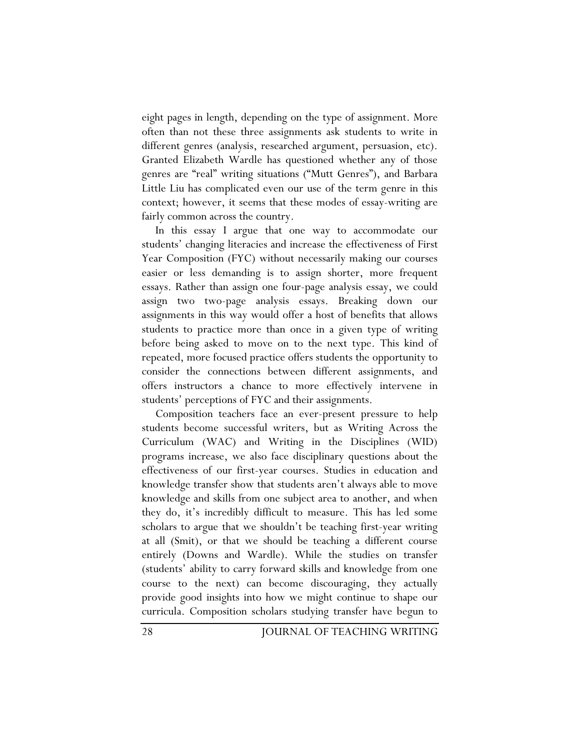eight pages in length, depending on the type of assignment. More often than not these three assignments ask students to write in different genres (analysis, researched argument, persuasion, etc). Granted Elizabeth Wardle has questioned whether any of those genres are "real" writing situations ("Mutt Genres"), and Barbara Little Liu has complicated even our use of the term genre in this context; however, it seems that these modes of essay-writing are fairly common across the country.

In this essay I argue that one way to accommodate our students' changing literacies and increase the effectiveness of First Year Composition (FYC) without necessarily making our courses easier or less demanding is to assign shorter, more frequent essays. Rather than assign one four-page analysis essay, we could assign two two-page analysis essays. Breaking down our assignments in this way would offer a host of benefits that allows students to practice more than once in a given type of writing before being asked to move on to the next type. This kind of repeated, more focused practice offers students the opportunity to consider the connections between different assignments, and offers instructors a chance to more effectively intervene in students' perceptions of FYC and their assignments.

Composition teachers face an ever-present pressure to help students become successful writers, but as Writing Across the Curriculum (WAC) and Writing in the Disciplines (WID) programs increase, we also face disciplinary questions about the effectiveness of our first-year courses. Studies in education and knowledge transfer show that students aren't always able to move knowledge and skills from one subject area to another, and when they do, it's incredibly difficult to measure. This has led some scholars to argue that we shouldn't be teaching first-year writing at all (Smit), or that we should be teaching a different course entirely (Downs and Wardle). While the studies on transfer (students' ability to carry forward skills and knowledge from one course to the next) can become discouraging, they actually provide good insights into how we might continue to shape our curricula. Composition scholars studying transfer have begun to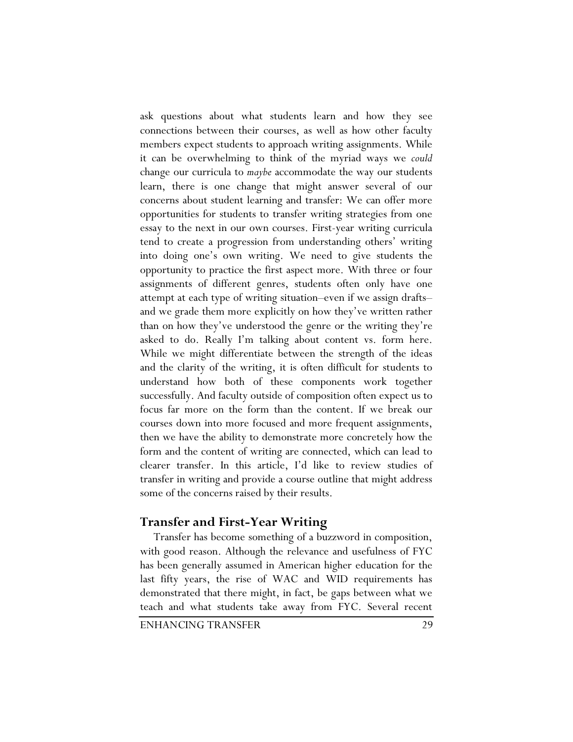ask questions about what students learn and how they see connections between their courses, as well as how other faculty members expect students to approach writing assignments. While it can be overwhelming to think of the myriad ways we *could* change our curricula to *maybe* accommodate the way our students learn, there is one change that might answer several of our concerns about student learning and transfer: We can offer more opportunities for students to transfer writing strategies from one essay to the next in our own courses. First-year writing curricula tend to create a progression from understanding others' writing into doing one's own writing. We need to give students the opportunity to practice the first aspect more. With three or four assignments of different genres, students often only have one attempt at each type of writing situation–even if we assign drafts–and we grade them more explicitly on how they've written rather than on how they've understood the genre or the writing they're asked to do. Really I'm talking about content vs. form here. While we might differentiate between the strength of the ideas and the clarity of the writing, it is often difficult for students to understand how both of these components work together successfully. And faculty outside of composition often expect us to focus far more on the form than the content. If we break our courses down into more focused and more frequent assignments, then we have the ability to demonstrate more concretely how the form and the content of writing are connected, which can lead to clearer transfer. In this article, I'd like to review studies of transfer in writing and provide a course outline that might address some of the concerns raised by their results.

## Transfer and First-Year Writing

Transfer has become something of a buzzword in composition, with good reason. Although the relevance and usefulness of FYC has been generally assumed in American higher education for the last fifty years, the rise of WAC and WID requirements has demonstrated that there might, in fact, be gaps between what we teach and what students take away from FYC. Several recent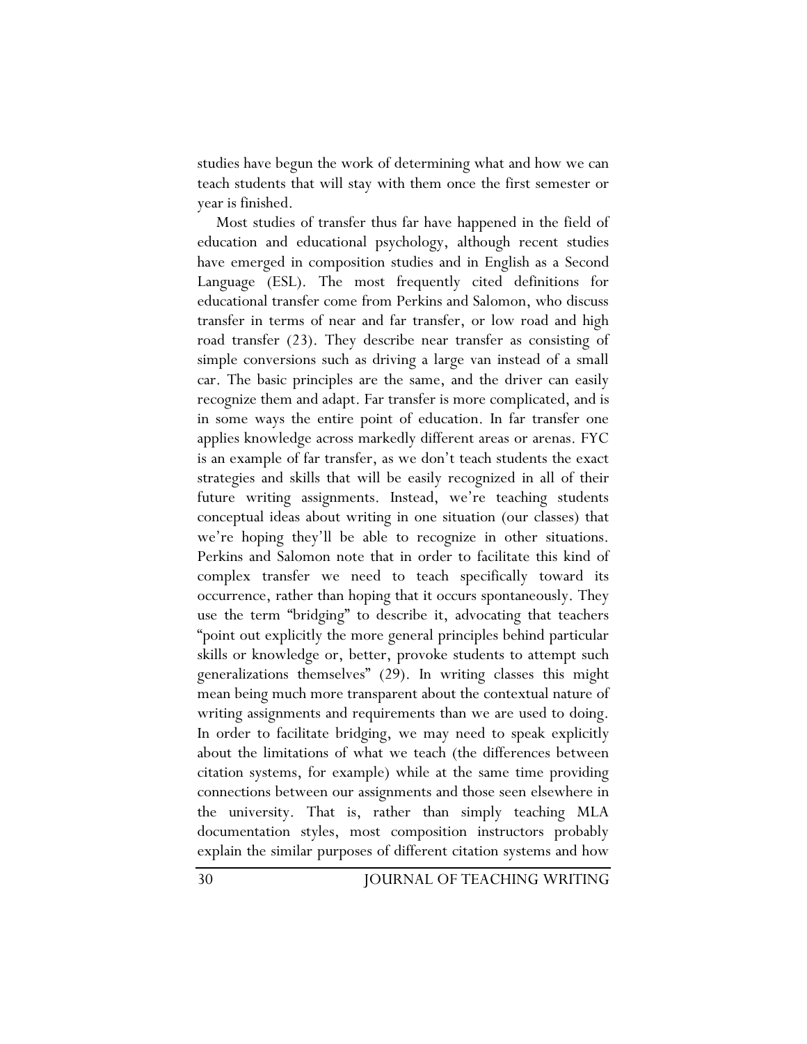studies have begun the work of determining what and how we can teach students that will stay with them once the first semester or year is finished.

Most studies of transfer thus far have happened in the field of education and educational psychology, although recent studies have emerged in composition studies and in English as a Second Language (ESL). The most frequently cited definitions for educational transfer come from Perkins and Salomon, who discuss transfer in terms of near and far transfer, or low road and high road transfer (23). They describe near transfer as consisting of simple conversions such as driving a large van instead of a small car. The basic principles are the same, and the driver can easily recognize them and adapt. Far transfer is more complicated, and is in some ways the entire point of education. In far transfer one applies knowledge across markedly different areas or arenas. FYC is an example of far transfer, as we don't teach students the exact strategies and skills that will be easily recognized in all of their future writing assignments. Instead, we're teaching students conceptual ideas about writing in one situation (our classes) that we're hoping they'll be able to recognize in other situations. Perkins and Salomon note that in order to facilitate this kind of complex transfer we need to teach specifically toward its occurrence, rather than hoping that it occurs spontaneously. They use the term "bridging" to describe it, advocating that teachers "point out explicitly the more general principles behind particular skills or knowledge or, better, provoke students to attempt such generalizations themselves" (29). In writing classes this might mean being much more transparent about the contextual nature of writing assignments and requirements than we are used to doing. In order to facilitate bridging, we may need to speak explicitly about the limitations of what we teach (the differences between citation systems, for example) while at the same time providing connections between our assignments and those seen elsewhere in the university. That is, rather than simply teaching MLA documentation styles, most composition instructors probably explain the similar purposes of different citation systems and how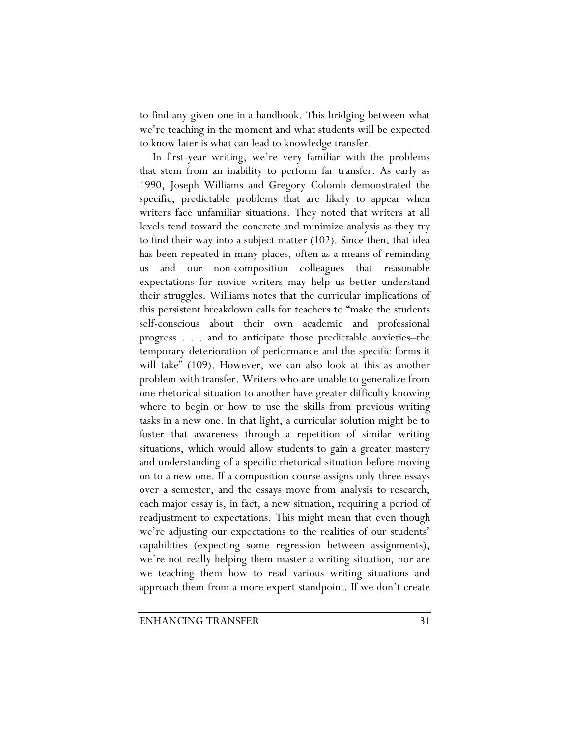to find any given one in a handbook. This bridging between what we're teaching in the moment and what students will be expected to know later is what can lead to knowledge transfer.

In first-year writing, we're very familiar with the problems that stem from an inability to perform far transfer. As early as 1990, Joseph Williams and Gregory Colomb demonstrated the specific, predictable problems that are likely to appear when writers face unfamiliar situations. They noted that writers at all levels tend toward the concrete and minimize analysis as they try to find their way into a subject matter (102). Since then, that idea has been repeated in many places, often as a means of reminding us and our non-composition colleagues that reasonable expectations for novice writers may help us better understand their struggles. Williams notes that the curricular implications of this persistent breakdown calls for teachers to "make the students self-conscious about their own academic and professional progress . . . and to anticipate those predictable anxieties–the temporary deterioration of performance and the specific forms it will take" (109). However, we can also look at this as another problem with transfer. Writers who are unable to generalize from one rhetorical situation to another have greater difficulty knowing where to begin or how to use the skills from previous writing tasks in a new one. In that light, a curricular solution might be to foster that awareness through a repetition of similar writing situations, which would allow students to gain a greater mastery and understanding of a specific rhetorical situation before moving on to a new one. If a composition course assigns only three essays over a semester, and the essays move from analysis to research, each major essay is, in fact, a new situation, requiring a period of readjustment to expectations. This might mean that even though we're adjusting our expectations to the realities of our students' capabilities (expecting some regression between assignments), we're not really helping them master a writing situation, nor are we teaching them how to read various writing situations and approach them from a more expert standpoint. If we don't create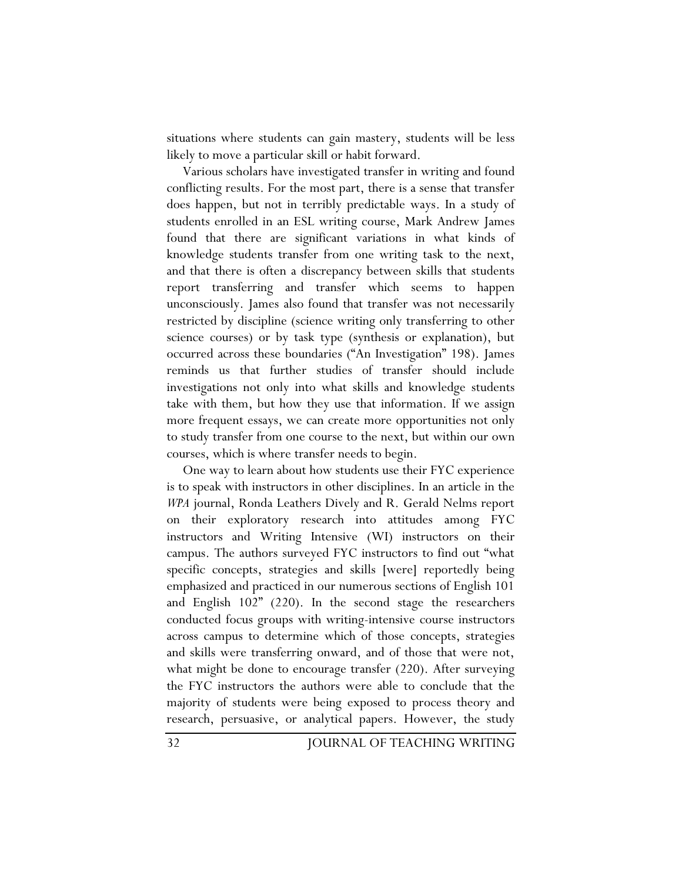situations where students can gain mastery, students will be less likely to move a particular skill or habit forward.

Various scholars have investigated transfer in writing and found conflicting results. For the most part, there is a sense that transfer does happen, but not in terribly predictable ways. In a study of students enrolled in an ESL writing course, Mark Andrew James found that there are significant variations in what kinds of knowledge students transfer from one writing task to the next, and that there is often a discrepancy between skills that students report transferring and transfer which seems to happen unconsciously. James also found that transfer was not necessarily restricted by discipline (science writing only transferring to other science courses) or by task type (synthesis or explanation), but occurred across these boundaries ("An Investigation" 198). James reminds us that further studies of transfer should include investigations not only into what skills and knowledge students take with them, but how they use that information. If we assign more frequent essays, we can create more opportunities not only to study transfer from one course to the next, but within our own courses, which is where transfer needs to begin.

One way to learn about how students use their FYC experience is to speak with instructors in other disciplines. In an article in the *WPA* journal, Ronda Leathers Dively and R. Gerald Nelms report on their exploratory research into attitudes among FYC instructors and Writing Intensive (WI) instructors on their campus. The authors surveyed FYC instructors to find out "what specific concepts, strategies and skills [were] reportedly being emphasized and practiced in our numerous sections of English 101 and English 102" (220). In the second stage the researchers conducted focus groups with writing-intensive course instructors across campus to determine which of those concepts, strategies and skills were transferring onward, and of those that were not, what might be done to encourage transfer (220). After surveying the FYC instructors the authors were able to conclude that the majority of students were being exposed to process theory and research, persuasive, or analytical papers. However, the study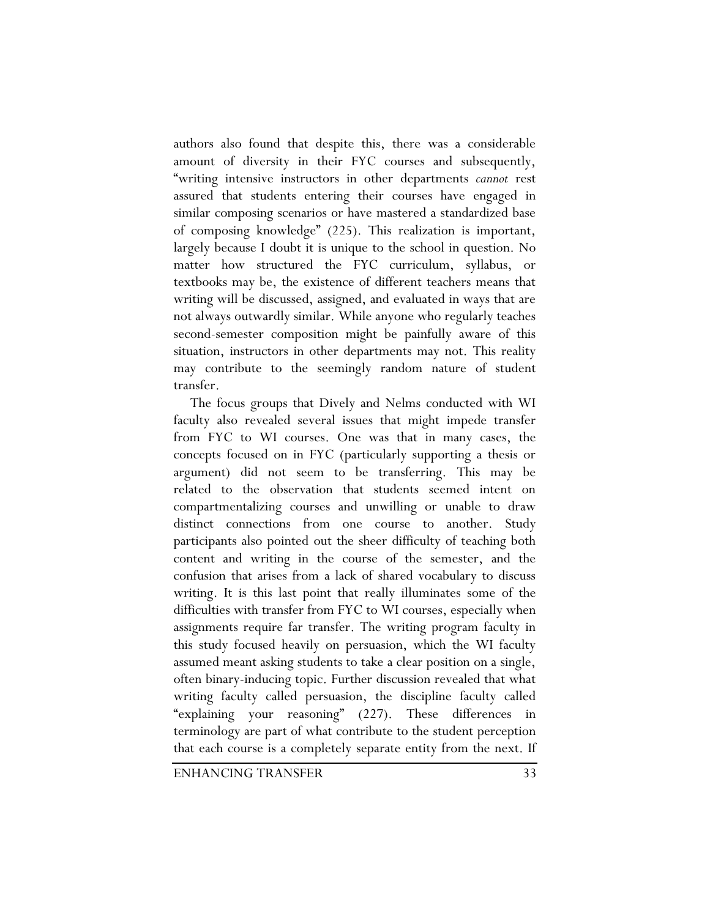authors also found that despite this, there was a considerable amount of diversity in their FYC courses and subsequently, "writing intensive instructors in other departments *cannot* rest assured that students entering their courses have engaged in similar composing scenarios or have mastered a standardized base of composing knowledge" (225). This realization is important, largely because I doubt it is unique to the school in question. No matter how structured the FYC curriculum, syllabus, or textbooks may be, the existence of different teachers means that writing will be discussed, assigned, and evaluated in ways that are not always outwardly similar. While anyone who regularly teaches second-semester composition might be painfully aware of this situation, instructors in other departments may not. This reality may contribute to the seemingly random nature of student transfer.

The focus groups that Dively and Nelms conducted with WI faculty also revealed several issues that might impede transfer from FYC to WI courses. One was that in many cases, the concepts focused on in FYC (particularly supporting a thesis or argument) did not seem to be transferring. This may be related to the observation that students seemed intent on compartmentalizing courses and unwilling or unable to draw distinct connections from one course to another. Study participants also pointed out the sheer difficulty of teaching both content and writing in the course of the semester, and the confusion that arises from a lack of shared vocabulary to discuss writing. It is this last point that really illuminates some of the difficulties with transfer from FYC to WI courses, especially when assignments require far transfer. The writing program faculty in this study focused heavily on persuasion, which the WI faculty assumed meant asking students to take a clear position on a single, often binary-inducing topic. Further discussion revealed that what writing faculty called persuasion, the discipline faculty called "explaining your reasoning" (227). These differences in terminology are part of what contribute to the student perception that each course is a completely separate entity from the next. If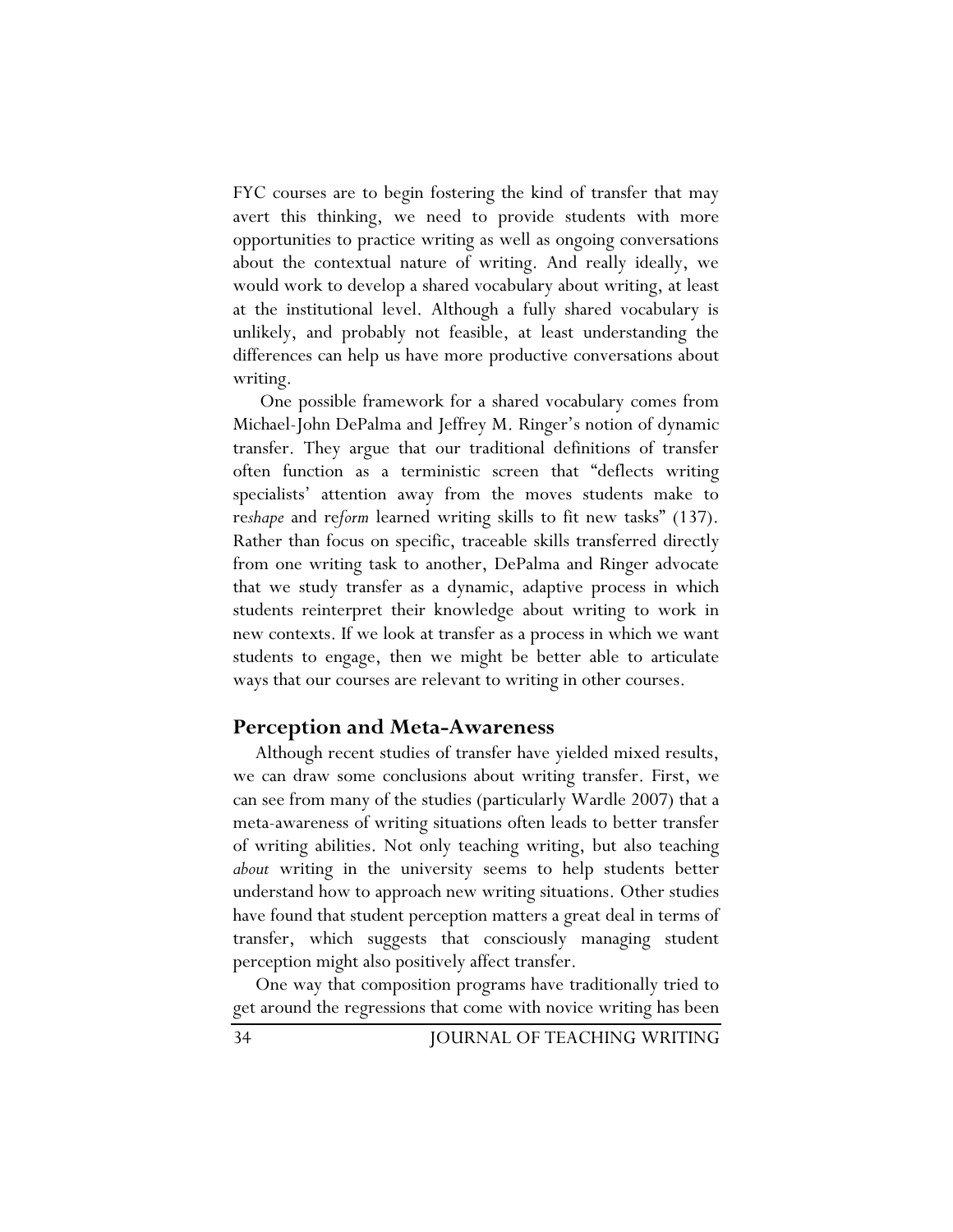FYC courses are to begin fostering the kind of transfer that may avert this thinking, we need to provide students with more opportunities to practice writing as well as ongoing conversations about the contextual nature of writing. And really ideally, we would work to develop a shared vocabulary about writing, at least at the institutional level. Although a fully shared vocabulary is unlikely, and probably not feasible, at least understanding the differences can help us have more productive conversations about writing.

One possible framework for a shared vocabulary comes from Michael-John DePalma and Jeffrey M. Ringer's notion of dynamic transfer. They argue that our traditional definitions of transfer often function as a terministic screen that "deflects writing specialists' attention away from the moves students make to re*shape* and re*form* learned writing skills to fit new tasks" (137). Rather than focus on specific, traceable skills transferred directly from one writing task to another, DePalma and Ringer advocate that we study transfer as a dynamic, adaptive process in which students reinterpret their knowledge about writing to work in new contexts. If we look at transfer as a process in which we want students to engage, then we might be better able to articulate ways that our courses are relevant to writing in other courses.

## Perception and Meta-Awareness

Although recent studies of transfer have yielded mixed results, we can draw some conclusions about writing transfer. First, we can see from many of the studies (particularly Wardle 2007) that a meta-awareness of writing situations often leads to better transfer of writing abilities. Not only teaching writing, but also teaching *about* writing in the university seems to help students better understand how to approach new writing situations. Other studies have found that student perception matters a great deal in terms of transfer, which suggests that consciously managing student perception might also positively affect transfer.

One way that composition programs have traditionally tried to get around the regressions that come with novice writing has been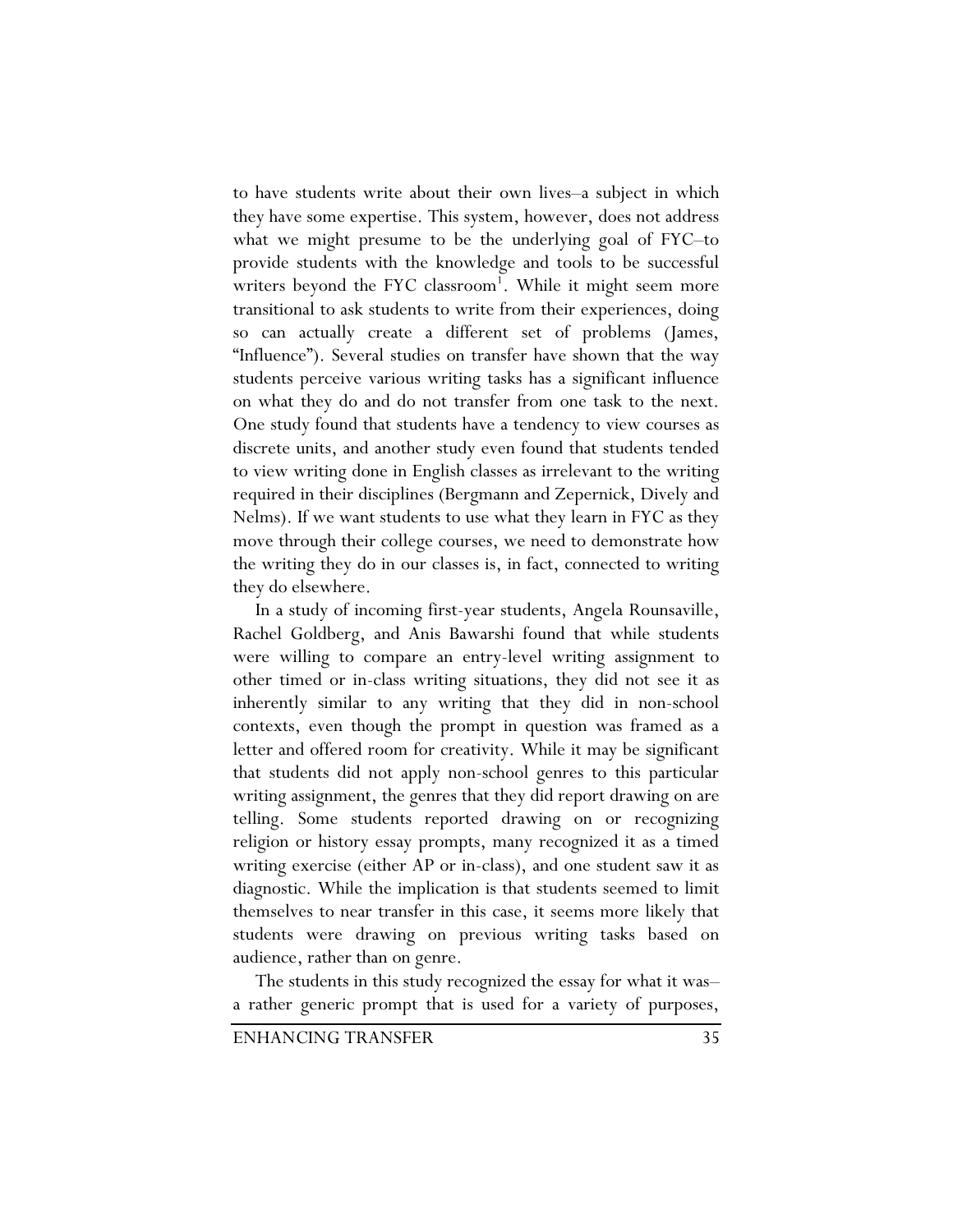to have students write about their own lives–a subject in which they have some expertise. This system, however, does not address what we might presume to be the underlying goal of FYC–to provide students with the knowledge and tools to be successful writers beyond the FYC classroom[1]. While it might seem more transitional to ask students to write from their experiences, doing so can actually create a different set of problems (James, "Influence"). Several studies on transfer have shown that the way students perceive various writing tasks has a significant influence on what they do and do not transfer from one task to the next. One study found that students have a tendency to view courses as discrete units, and another study even found that students tended to view writing done in English classes as irrelevant to the writing required in their disciplines (Bergmann and Zepernick, Dively and Nelms). If we want students to use what they learn in FYC as they move through their college courses, we need to demonstrate how the writing they do in our classes is, in fact, connected to writing they do elsewhere.

In a study of incoming first-year students, Angela Rounsaville, Rachel Goldberg, and Anis Bawarshi found that while students were willing to compare an entry-level writing assignment to other timed or in-class writing situations, they did not see it as inherently similar to any writing that they did in non-school contexts, even though the prompt in question was framed as a letter and offered room for creativity. While it may be significant that students did not apply non-school genres to this particular writing assignment, the genres that they did report drawing on are telling. Some students reported drawing on or recognizing religion or history essay prompts, many recognized it as a timed writing exercise (either AP or in-class), and one student saw it as diagnostic. While the implication is that students seemed to limit themselves to near transfer in this case, it seems more likely that students were drawing on previous writing tasks based on audience, rather than on genre.

The students in this study recognized the essay for what it was–a rather generic prompt that is used for a variety of purposes,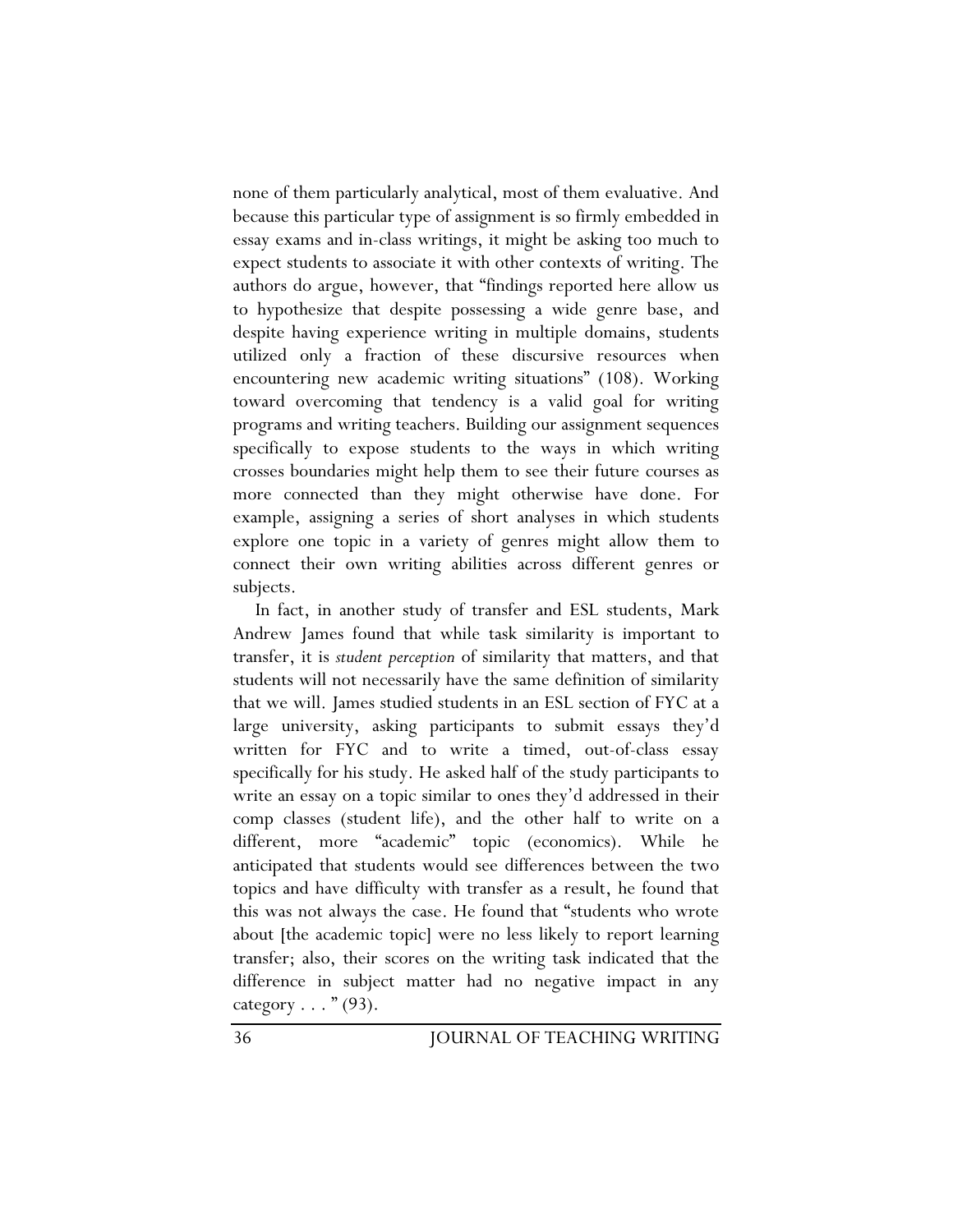none of them particularly analytical, most of them evaluative. And because this particular type of assignment is so firmly embedded in essay exams and in-class writings, it might be asking too much to expect students to associate it with other contexts of writing. The authors do argue, however, that "findings reported here allow us to hypothesize that despite possessing a wide genre base, and despite having experience writing in multiple domains, students utilized only a fraction of these discursive resources when encountering new academic writing situations" (108). Working toward overcoming that tendency is a valid goal for writing programs and writing teachers. Building our assignment sequences specifically to expose students to the ways in which writing crosses boundaries might help them to see their future courses as more connected than they might otherwise have done. For example, assigning a series of short analyses in which students explore one topic in a variety of genres might allow them to connect their own writing abilities across different genres or subjects.

In fact, in another study of transfer and ESL students, Mark Andrew James found that while task similarity is important to transfer, it is *student perception* of similarity that matters, and that students will not necessarily have the same definition of similarity that we will. James studied students in an ESL section of FYC at a large university, asking participants to submit essays they'd written for FYC and to write a timed, out-of-class essay specifically for his study. He asked half of the study participants to write an essay on a topic similar to ones they'd addressed in their comp classes (student life), and the other half to write on a different, more "academic" topic (economics). While he anticipated that students would see differences between the two topics and have difficulty with transfer as a result, he found that this was not always the case. He found that "students who wrote about [the academic topic] were no less likely to report learning transfer; also, their scores on the writing task indicated that the difference in subject matter had no negative impact in any category . . . " (93).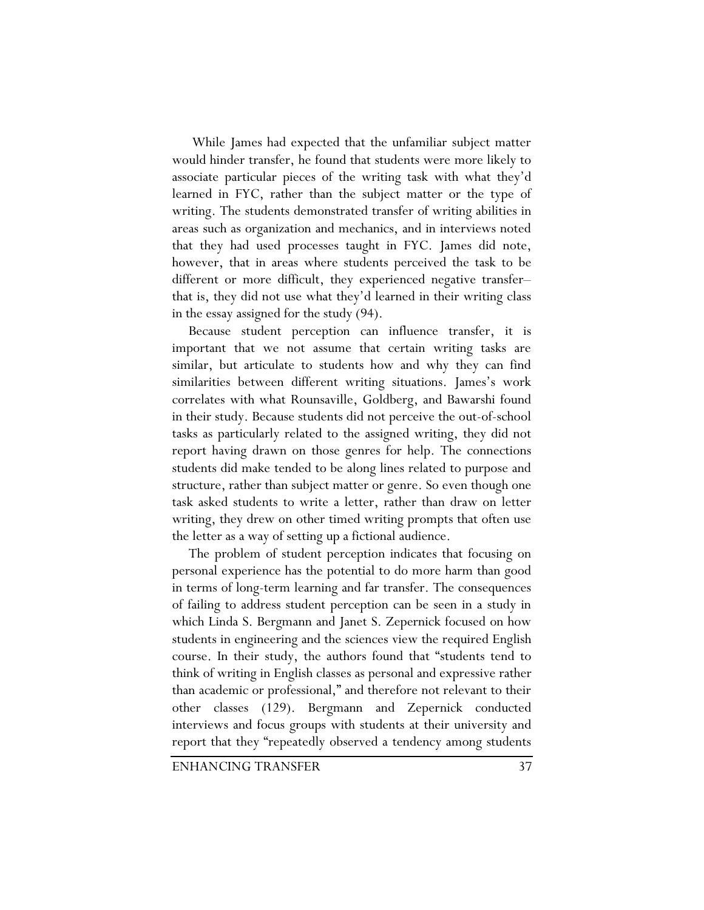While James had expected that the unfamiliar subject matter would hinder transfer, he found that students were more likely to associate particular pieces of the writing task with what they'd learned in FYC, rather than the subject matter or the type of writing. The students demonstrated transfer of writing abilities in areas such as organization and mechanics, and in interviews noted that they had used processes taught in FYC. James did note, however, that in areas where students perceived the task to be different or more difficult, they experienced negative transfer– that is, they did not use what they'd learned in their writing class in the essay assigned for the study (94).

Because student perception can influence transfer, it is important that we not assume that certain writing tasks are similar, but articulate to students how and why they can find similarities between different writing situations. James's work correlates with what Rounsaville, Goldberg, and Bawarshi found in their study. Because students did not perceive the out-of-school tasks as particularly related to the assigned writing, they did not report having drawn on those genres for help. The connections students did make tended to be along lines related to purpose and structure, rather than subject matter or genre. So even though one task asked students to write a letter, rather than draw on letter writing, they drew on other timed writing prompts that often use the letter as a way of setting up a fictional audience.

The problem of student perception indicates that focusing on personal experience has the potential to do more harm than good in terms of long-term learning and far transfer. The consequences of failing to address student perception can be seen in a study in which Linda S. Bergmann and Janet S. Zepernick focused on how students in engineering and the sciences view the required English course. In their study, the authors found that "students tend to think of writing in English classes as personal and expressive rather than academic or professional," and therefore not relevant to their other classes (129). Bergmann and Zepernick conducted interviews and focus groups with students at their university and report that they "repeatedly observed a tendency among students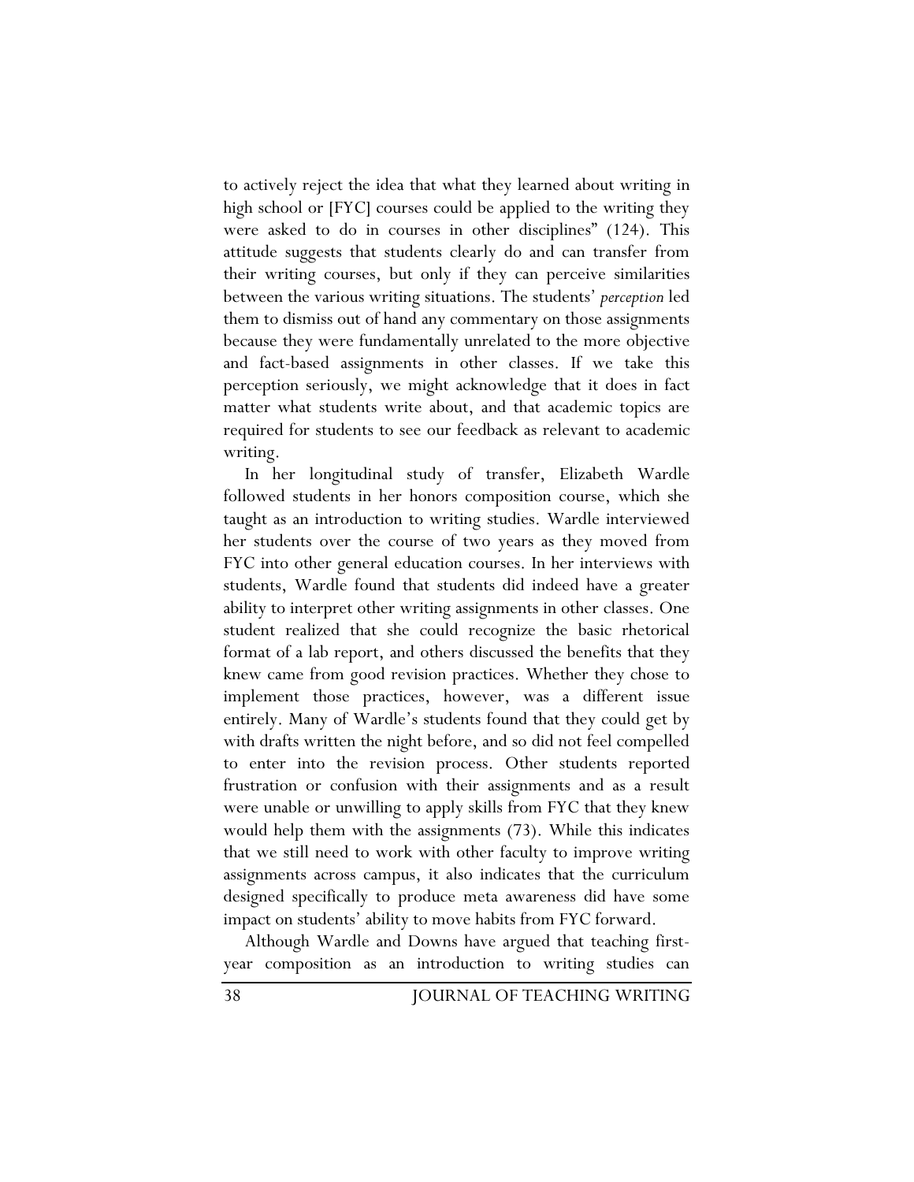to actively reject the idea that what they learned about writing in high school or [FYC] courses could be applied to the writing they were asked to do in courses in other disciplines" (124). This attitude suggests that students clearly do and can transfer from their writing courses, but only if they can perceive similarities between the various writing situations. The students' *perception* led them to dismiss out of hand any commentary on those assignments because they were fundamentally unrelated to the more objective and fact-based assignments in other classes. If we take this perception seriously, we might acknowledge that it does in fact matter what students write about, and that academic topics are required for students to see our feedback as relevant to academic writing.

In her longitudinal study of transfer, Elizabeth Wardle followed students in her honors composition course, which she taught as an introduction to writing studies. Wardle interviewed her students over the course of two years as they moved from FYC into other general education courses. In her interviews with students, Wardle found that students did indeed have a greater ability to interpret other writing assignments in other classes. One student realized that she could recognize the basic rhetorical format of a lab report, and others discussed the benefits that they knew came from good revision practices. Whether they chose to implement those practices, however, was a different issue entirely. Many of Wardle's students found that they could get by with drafts written the night before, and so did not feel compelled to enter into the revision process. Other students reported frustration or confusion with their assignments and as a result were unable or unwilling to apply skills from FYC that they knew would help them with the assignments (73). While this indicates that we still need to work with other faculty to improve writing assignments across campus, it also indicates that the curriculum designed specifically to produce meta awareness did have some impact on students' ability to move habits from FYC forward.

Although Wardle and Downs have argued that teaching first-year composition as an introduction to writing studies can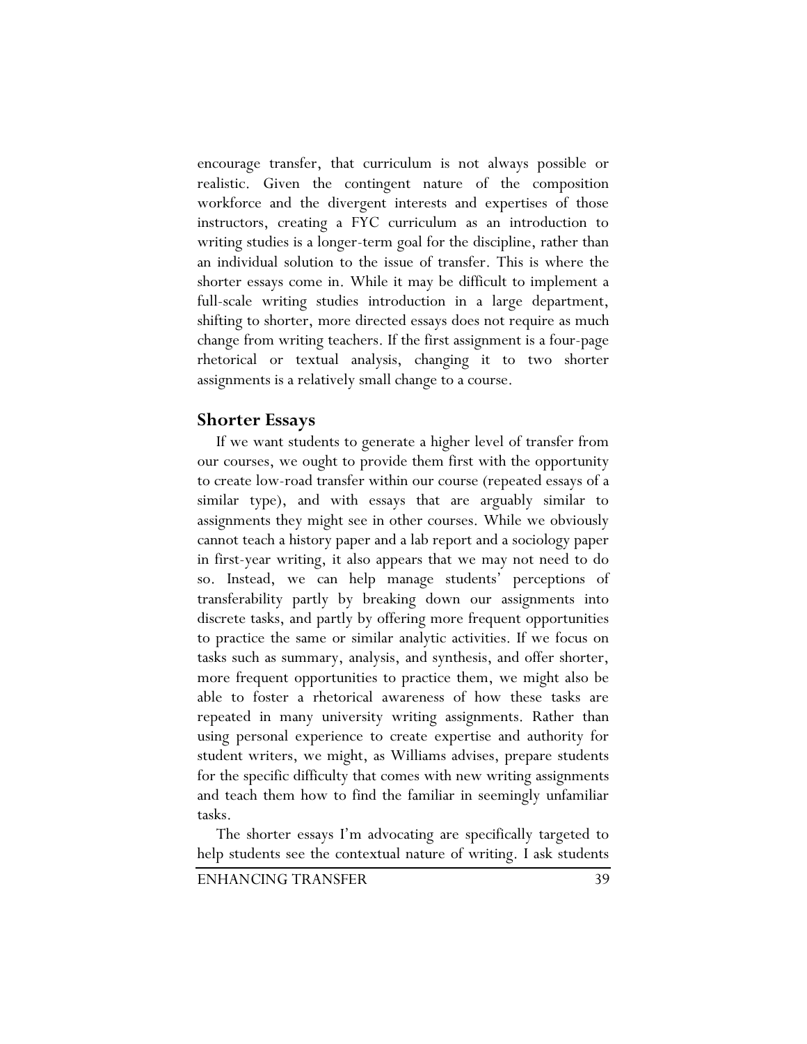encourage transfer, that curriculum is not always possible or realistic. Given the contingent nature of the composition workforce and the divergent interests and expertises of those instructors, creating a FYC curriculum as an introduction to writing studies is a longer-term goal for the discipline, rather than an individual solution to the issue of transfer. This is where the shorter essays come in. While it may be difficult to implement a full-scale writing studies introduction in a large department, shifting to shorter, more directed essays does not require as much change from writing teachers. If the first assignment is a four-page rhetorical or textual analysis, changing it to two shorter assignments is a relatively small change to a course.

## Shorter Essays

If we want students to generate a higher level of transfer from our courses, we ought to provide them first with the opportunity to create low-road transfer within our course (repeated essays of a similar type), and with essays that are arguably similar to assignments they might see in other courses. While we obviously cannot teach a history paper and a lab report and a sociology paper in first-year writing, it also appears that we may not need to do so. Instead, we can help manage students' perceptions of transferability partly by breaking down our assignments into discrete tasks, and partly by offering more frequent opportunities to practice the same or similar analytic activities. If we focus on tasks such as summary, analysis, and synthesis, and offer shorter, more frequent opportunities to practice them, we might also be able to foster a rhetorical awareness of how these tasks are repeated in many university writing assignments. Rather than using personal experience to create expertise and authority for student writers, we might, as Williams advises, prepare students for the specific difficulty that comes with new writing assignments and teach them how to find the familiar in seemingly unfamiliar tasks.

The shorter essays I'm advocating are specifically targeted to help students see the contextual nature of writing. I ask students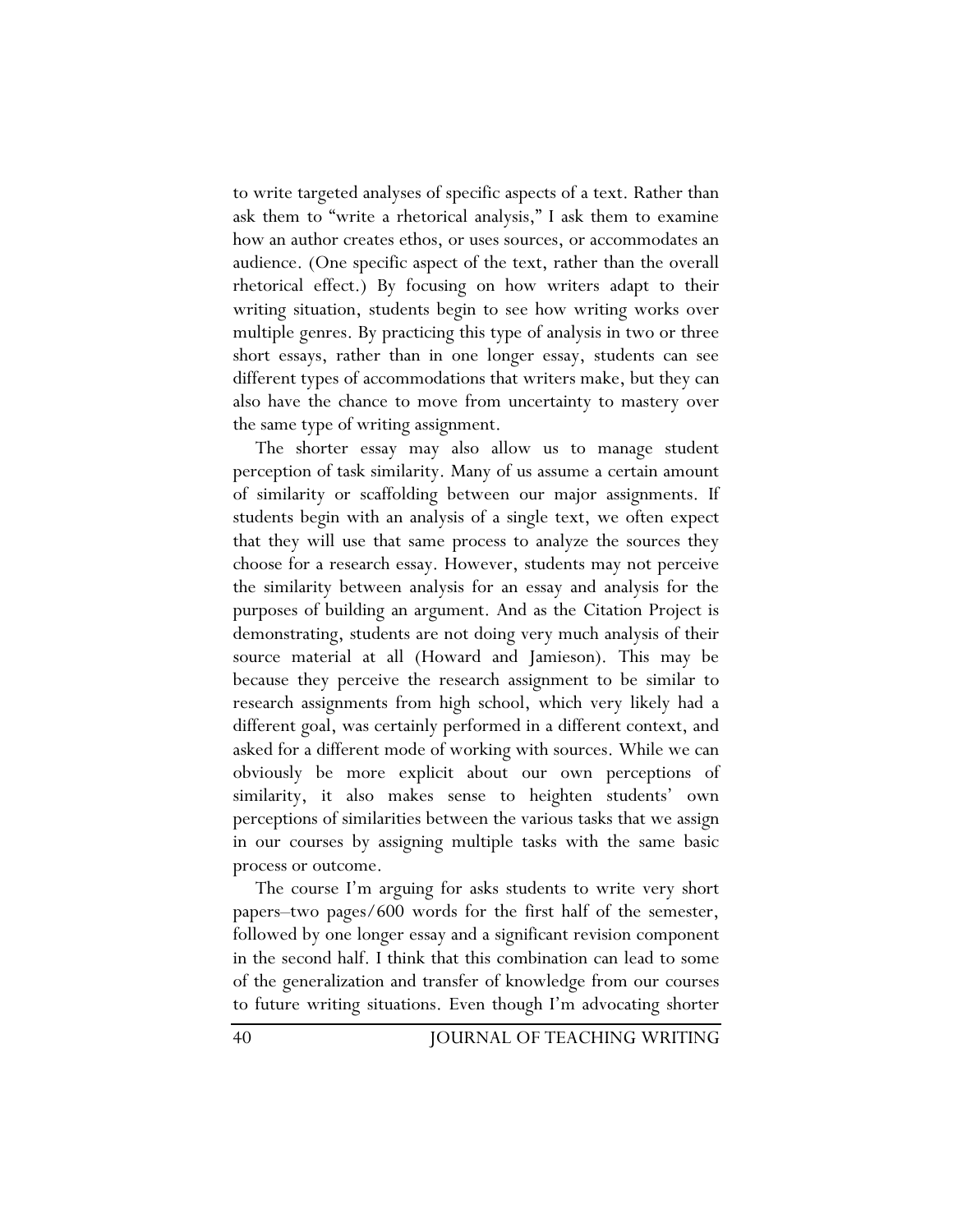to write targeted analyses of specific aspects of a text. Rather than ask them to "write a rhetorical analysis," I ask them to examine how an author creates ethos, or uses sources, or accommodates an audience. (One specific aspect of the text, rather than the overall rhetorical effect.) By focusing on how writers adapt to their writing situation, students begin to see how writing works over multiple genres. By practicing this type of analysis in two or three short essays, rather than in one longer essay, students can see different types of accommodations that writers make, but they can also have the chance to move from uncertainty to mastery over the same type of writing assignment.

The shorter essay may also allow us to manage student perception of task similarity. Many of us assume a certain amount of similarity or scaffolding between our major assignments. If students begin with an analysis of a single text, we often expect that they will use that same process to analyze the sources they choose for a research essay. However, students may not perceive the similarity between analysis for an essay and analysis for the purposes of building an argument. And as the Citation Project is demonstrating, students are not doing very much analysis of their source material at all (Howard and Jamieson). This may be because they perceive the research assignment to be similar to research assignments from high school, which very likely had a different goal, was certainly performed in a different context, and asked for a different mode of working with sources. While we can obviously be more explicit about our own perceptions of similarity, it also makes sense to heighten students' own perceptions of similarities between the various tasks that we assign in our courses by assigning multiple tasks with the same basic process or outcome.

The course I'm arguing for asks students to write very short papers–two pages/600 words for the first half of the semester, followed by one longer essay and a significant revision component in the second half. I think that this combination can lead to some of the generalization and transfer of knowledge from our courses to future writing situations. Even though I'm advocating shorter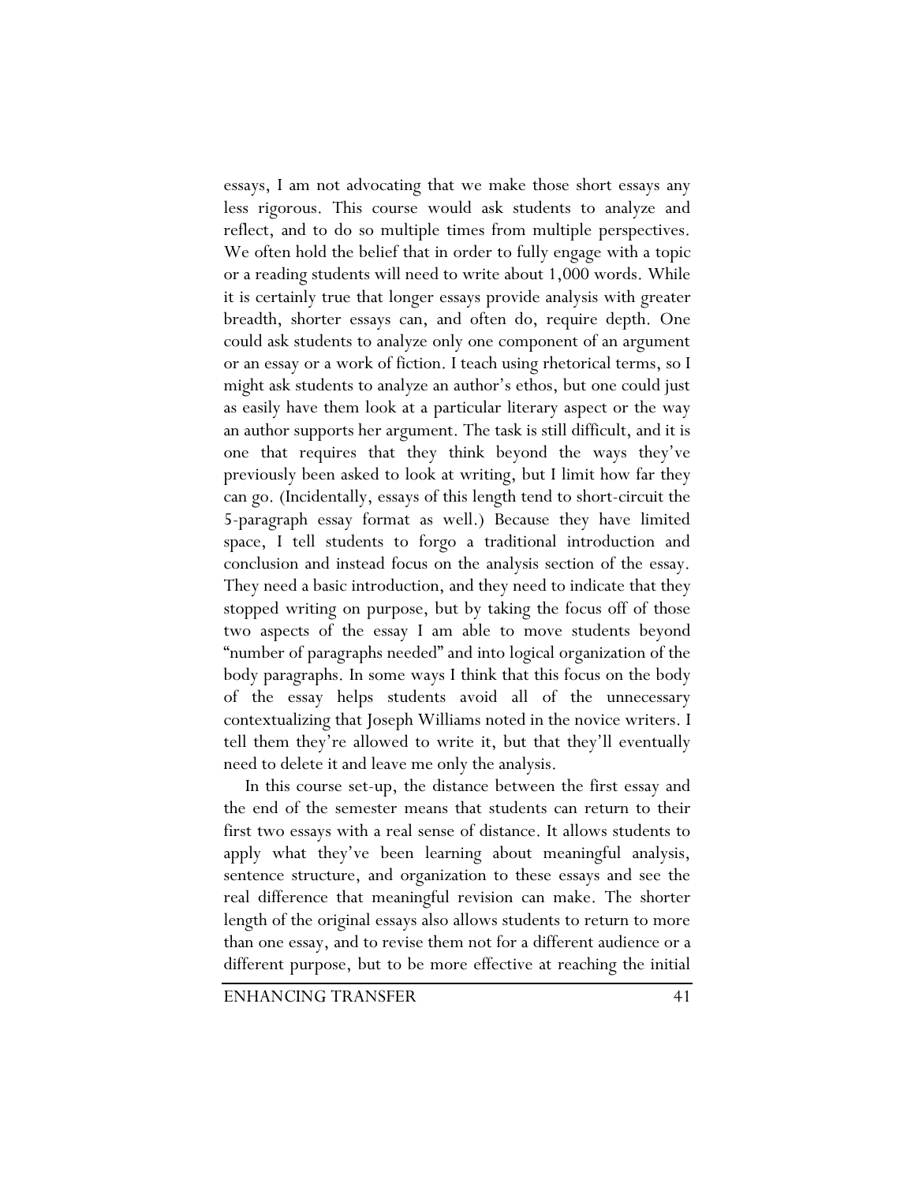essays, I am not advocating that we make those short essays any less rigorous. This course would ask students to analyze and reflect, and to do so multiple times from multiple perspectives. We often hold the belief that in order to fully engage with a topic or a reading students will need to write about 1,000 words. While it is certainly true that longer essays provide analysis with greater breadth, shorter essays can, and often do, require depth. One could ask students to analyze only one component of an argument or an essay or a work of fiction. I teach using rhetorical terms, so I might ask students to analyze an author's ethos, but one could just as easily have them look at a particular literary aspect or the way an author supports her argument. The task is still difficult, and it is one that requires that they think beyond the ways they've previously been asked to look at writing, but I limit how far they can go. (Incidentally, essays of this length tend to short-circuit the 5-paragraph essay format as well.) Because they have limited space, I tell students to forgo a traditional introduction and conclusion and instead focus on the analysis section of the essay. They need a basic introduction, and they need to indicate that they stopped writing on purpose, but by taking the focus off of those two aspects of the essay I am able to move students beyond "number of paragraphs needed" and into logical organization of the body paragraphs. In some ways I think that this focus on the body of the essay helps students avoid all of the unnecessary contextualizing that Joseph Williams noted in the novice writers. I tell them they're allowed to write it, but that they'll eventually need to delete it and leave me only the analysis.

In this course set-up, the distance between the first essay and the end of the semester means that students can return to their first two essays with a real sense of distance. It allows students to apply what they've been learning about meaningful analysis, sentence structure, and organization to these essays and see the real difference that meaningful revision can make. The shorter length of the original essays also allows students to return to more than one essay, and to revise them not for a different audience or a different purpose, but to be more effective at reaching the initial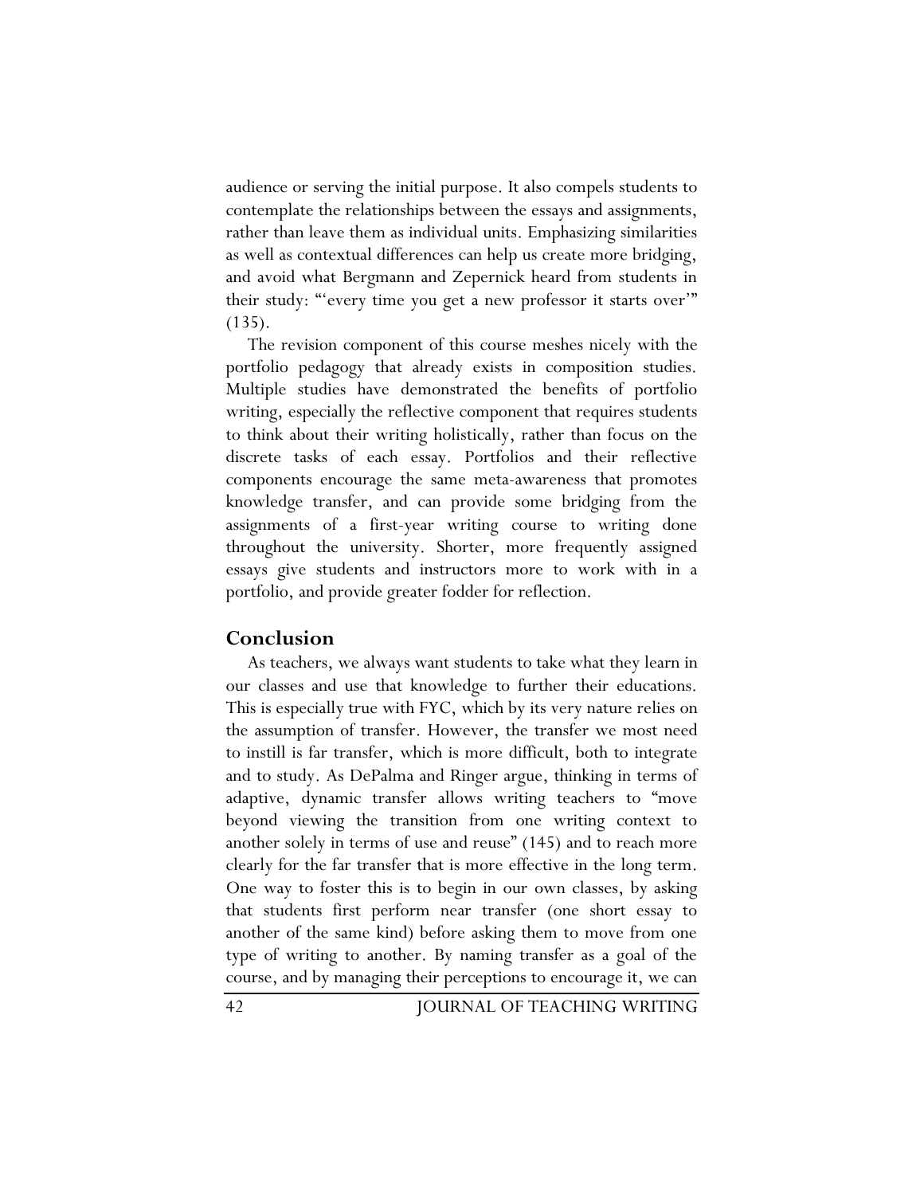audience or serving the initial purpose. It also compels students to contemplate the relationships between the essays and assignments, rather than leave them as individual units. Emphasizing similarities as well as contextual differences can help us create more bridging, and avoid what Bergmann and Zepernick heard from students in their study: "'every time you get a new professor it starts over'" (135).

The revision component of this course meshes nicely with the portfolio pedagogy that already exists in composition studies. Multiple studies have demonstrated the benefits of portfolio writing, especially the reflective component that requires students to think about their writing holistically, rather than focus on the discrete tasks of each essay. Portfolios and their reflective components encourage the same meta-awareness that promotes knowledge transfer, and can provide some bridging from the assignments of a first-year writing course to writing done throughout the university. Shorter, more frequently assigned essays give students and instructors more to work with in a portfolio, and provide greater fodder for reflection.

## Conclusion

As teachers, we always want students to take what they learn in our classes and use that knowledge to further their educations. This is especially true with FYC, which by its very nature relies on the assumption of transfer. However, the transfer we most need to instill is far transfer, which is more difficult, both to integrate and to study. As DePalma and Ringer argue, thinking in terms of adaptive, dynamic transfer allows writing teachers to "move beyond viewing the transition from one writing context to another solely in terms of use and reuse" (145) and to reach more clearly for the far transfer that is more effective in the long term. One way to foster this is to begin in our own classes, by asking that students first perform near transfer (one short essay to another of the same kind) before asking them to move from one type of writing to another. By naming transfer as a goal of the course, and by managing their perceptions to encourage it, we can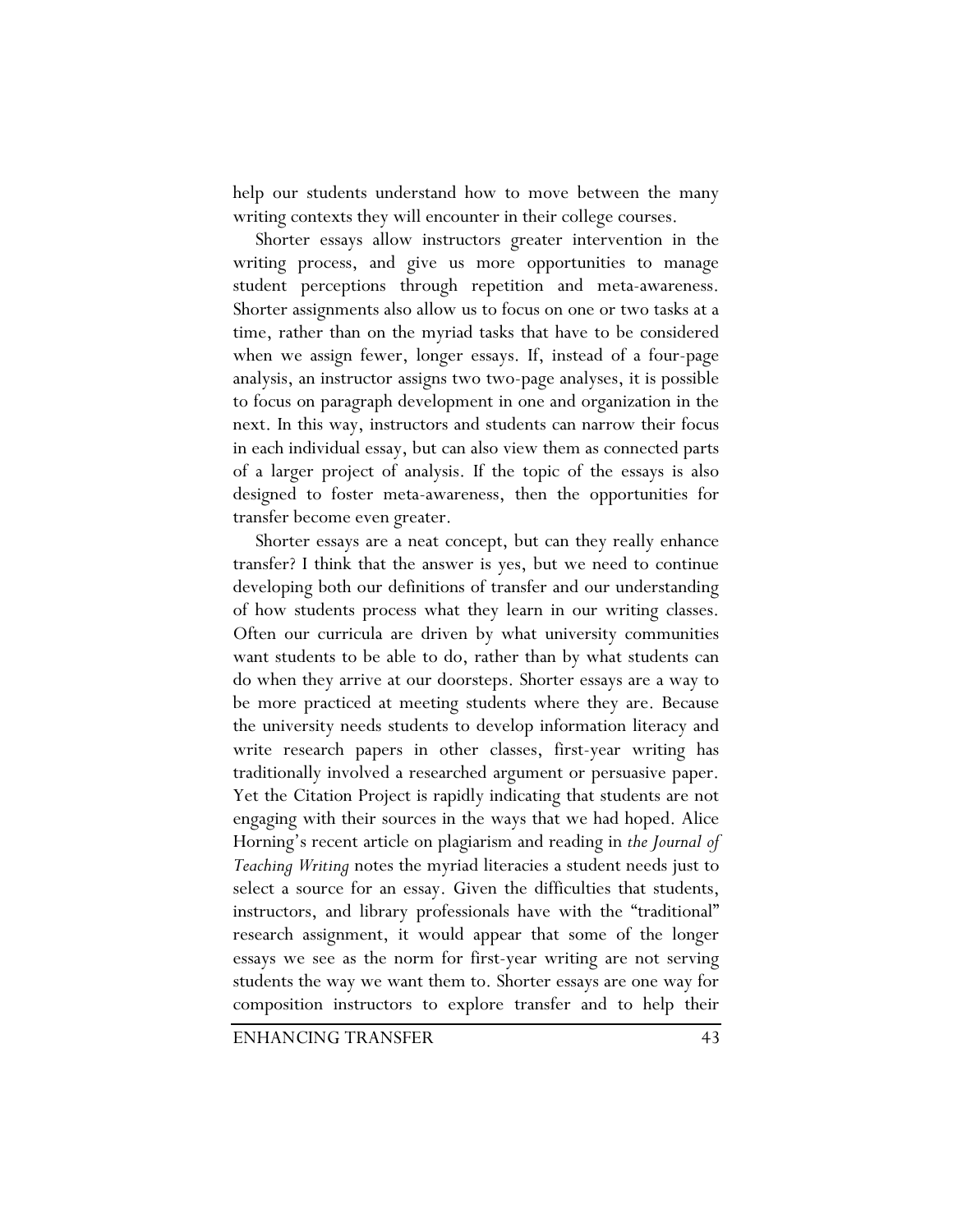help our students understand how to move between the many writing contexts they will encounter in their college courses.

Shorter essays allow instructors greater intervention in the writing process, and give us more opportunities to manage student perceptions through repetition and meta-awareness. Shorter assignments also allow us to focus on one or two tasks at a time, rather than on the myriad tasks that have to be considered when we assign fewer, longer essays. If, instead of a four-page analysis, an instructor assigns two two-page analyses, it is possible to focus on paragraph development in one and organization in the next. In this way, instructors and students can narrow their focus in each individual essay, but can also view them as connected parts of a larger project of analysis. If the topic of the essays is also designed to foster meta-awareness, then the opportunities for transfer become even greater.

Shorter essays are a neat concept, but can they really enhance transfer? I think that the answer is yes, but we need to continue developing both our definitions of transfer and our understanding of how students process what they learn in our writing classes. Often our curricula are driven by what university communities want students to be able to do, rather than by what students can do when they arrive at our doorsteps. Shorter essays are a way to be more practiced at meeting students where they are. Because the university needs students to develop information literacy and write research papers in other classes, first-year writing has traditionally involved a researched argument or persuasive paper. Yet the Citation Project is rapidly indicating that students are not engaging with their sources in the ways that we had hoped. Alice Horning's recent article on plagiarism and reading in *the Journal of Teaching Writing* notes the myriad literacies a student needs just to select a source for an essay. Given the difficulties that students, instructors, and library professionals have with the "traditional" research assignment, it would appear that some of the longer essays we see as the norm for first-year writing are not serving students the way we want them to. Shorter essays are one way for composition instructors to explore transfer and to help their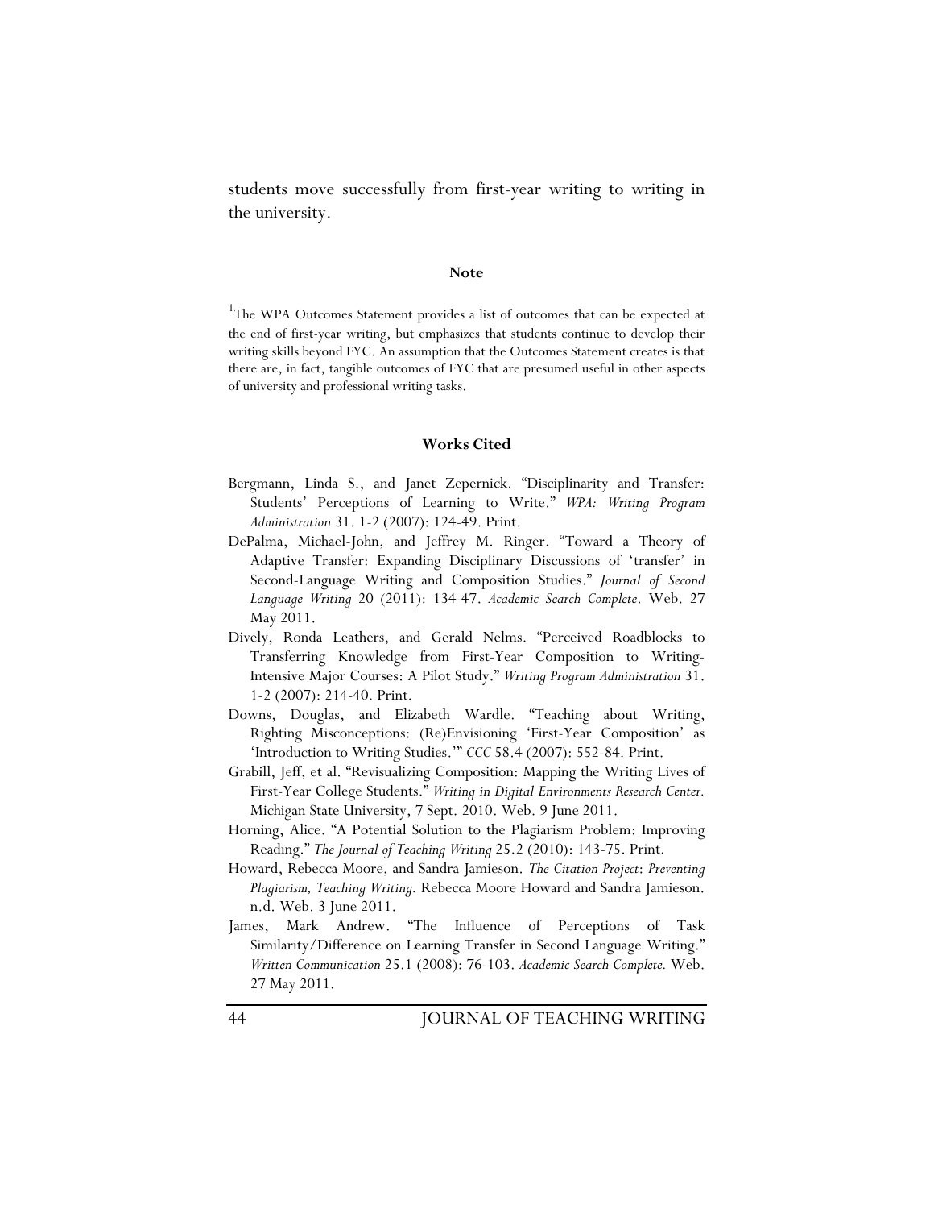students move successfully from first-year writing to writing in the university.

## Note

[1]The WPA Outcomes Statement provides a list of outcomes that can be expected at the end of first-year writing, but emphasizes that students continue to develop their writing skills beyond FYC. An assumption that the Outcomes Statement creates is that there are, in fact, tangible outcomes of FYC that are presumed useful in other aspects of university and professional writing tasks.

## Works Cited

Bergmann, Linda S., and Janet Zepernick. "Disciplinarity and Transfer: Students' Perceptions of Learning to Write." *WPA: Writing Program Administration* 31. 1-2 (2007): 124-49. Print.

DePalma, Michael-John, and Jeffrey M. Ringer. "Toward a Theory of Adaptive Transfer: Expanding Disciplinary Discussions of 'transfer' in Second-Language Writing and Composition Studies." *Journal of Second Language Writing* 20 (2011): 134-47. *Academic Search Complete*. Web. 27 May 2011.

Dively, Ronda Leathers, and Gerald Nelms. "Perceived Roadblocks to Transferring Knowledge from First-Year Composition to Writing-Intensive Major Courses: A Pilot Study." *Writing Program Administration* 31. 1-2 (2007): 214-40. Print.

Downs, Douglas, and Elizabeth Wardle. "Teaching about Writing, Righting Misconceptions: (Re)Envisioning 'First-Year Composition' as 'Introduction to Writing Studies.'" *CCC* 58.4 (2007): 552-84. Print.

Grabill, Jeff, et al. "Revisualizing Composition: Mapping the Writing Lives of First-Year College Students." *Writing in Digital Environments Research Center.* Michigan State University, 7 Sept. 2010. Web. 9 June 2011.

Horning, Alice. "A Potential Solution to the Plagiarism Problem: Improving Reading." *The Journal of Teaching Writing* 25.2 (2010): 143-75. Print.

Howard, Rebecca Moore, and Sandra Jamieson. *The Citation Project*: *Preventing Plagiarism, Teaching Writing.* Rebecca Moore Howard and Sandra Jamieson. n.d. Web. 3 June 2011.

James, Mark Andrew. "The Influence of Perceptions of Task Similarity/Difference on Learning Transfer in Second Language Writing." *Written Communication* 25.1 (2008): 76-103. *Academic Search Complete.* Web. 27 May 2011.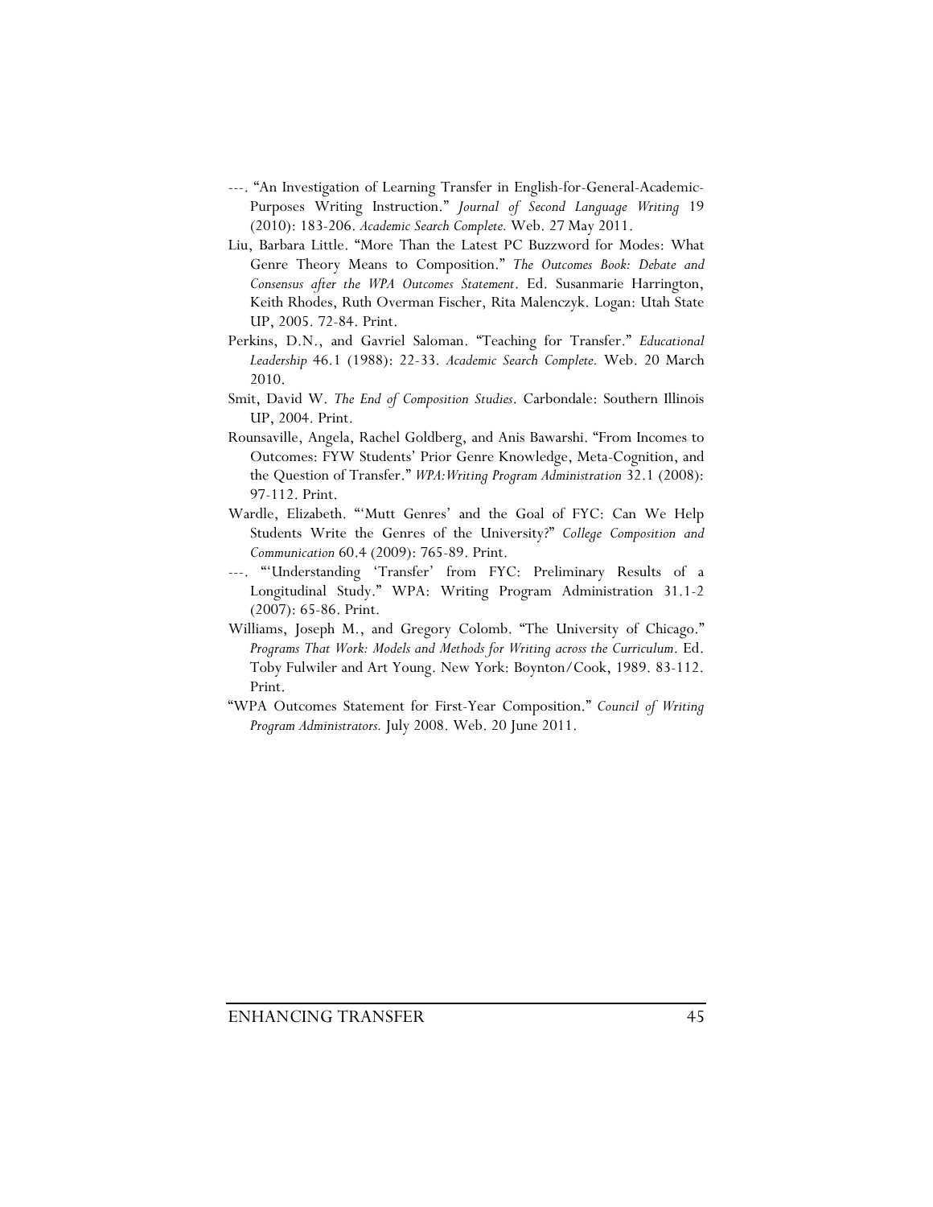---. "An Investigation of Learning Transfer in English-for-General-Academic-Purposes Writing Instruction." *Journal of Second Language Writing* 19 (2010): 183-206. *Academic Search Complete.* Web. 27 May 2011.

Liu, Barbara Little. "More Than the Latest PC Buzzword for Modes: What Genre Theory Means to Composition." *The Outcomes Book: Debate and Consensus after the WPA Outcomes Statement*. Ed. Susanmarie Harrington, Keith Rhodes, Ruth Overman Fischer, Rita Malenczyk. Logan: Utah State UP, 2005. 72-84. Print.

Perkins, D.N., and Gavriel Saloman. "Teaching for Transfer." *Educational Leadership* 46.1 (1988): 22-33. *Academic Search Complete.* Web. 20 March 2010.

Smit, David W. *The End of Composition Studies*. Carbondale: Southern Illinois UP, 2004. Print.

Rounsaville, Angela, Rachel Goldberg, and Anis Bawarshi. "From Incomes to Outcomes: FYW Students' Prior Genre Knowledge, Meta-Cognition, and the Question of Transfer." *WPA:Writing Program Administration* 32.1 (2008): 97-112. Print.

Wardle, Elizabeth. "'Mutt Genres' and the Goal of FYC: Can We Help Students Write the Genres of the University?" *College Composition and Communication* 60.4 (2009): 765-89. Print.

---. "'Understanding 'Transfer' from FYC: Preliminary Results of a Longitudinal Study." WPA: Writing Program Administration 31.1-2 (2007): 65-86. Print.

Williams, Joseph M., and Gregory Colomb. "The University of Chicago." *Programs That Work: Models and Methods for Writing across the Curriculum*. Ed. Toby Fulwiler and Art Young. New York: Boynton/Cook, 1989. 83-112. Print.

"WPA Outcomes Statement for First-Year Composition." *Council of Writing Program Administrators.* July 2008. Web. 20 June 2011.